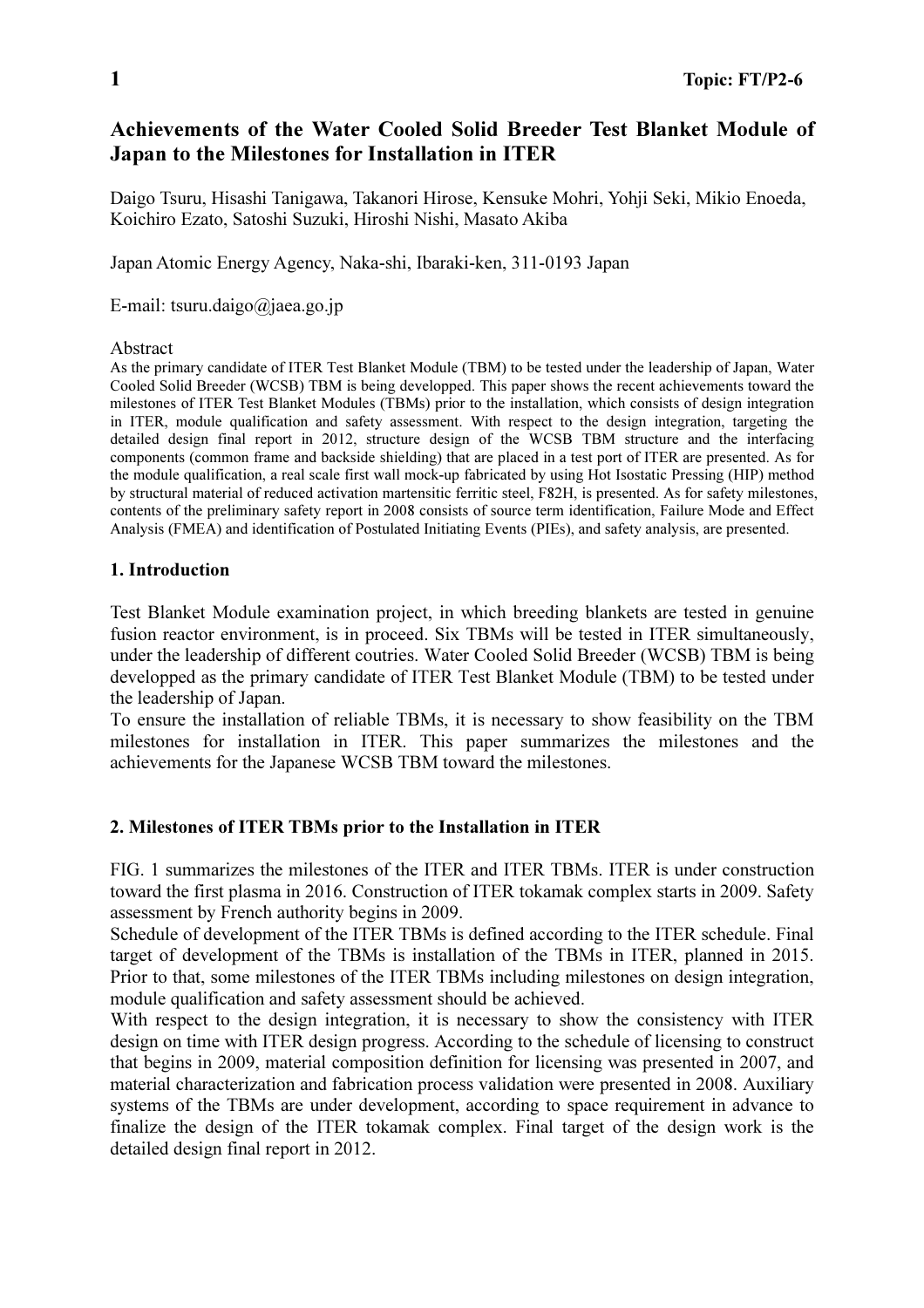# Achievements of the Water Cooled Solid Breeder Test Blanket Module of Japan to the Milestones for Installation in ITER

Daigo Tsuru, Hisashi Tanigawa, Takanori Hirose, Kensuke Mohri, Yohji Seki, Mikio Enoeda, Koichiro Ezato, Satoshi Suzuki, Hiroshi Nishi, Masato Akiba

Japan Atomic Energy Agency, Naka-shi, Ibaraki-ken, 311-0193 Japan

E-mail: tsuru.daigo@jaea.go.jp

Abstract

As the primary candidate of ITER Test Blanket Module (TBM) to be tested under the leadership of Japan, Water Cooled Solid Breeder (WCSB) TBM is being developped. This paper shows the recent achievements toward the milestones of ITER Test Blanket Modules (TBMs) prior to the installation, which consists of design integration in ITER, module qualification and safety assessment. With respect to the design integration, targeting the detailed design final report in 2012, structure design of the WCSB TBM structure and the interfacing components (common frame and backside shielding) that are placed in a test port of ITER are presented. As for the module qualification, a real scale first wall mock-up fabricated by using Hot Isostatic Pressing (HIP) method by structural material of reduced activation martensitic ferritic steel, F82H, is presented. As for safety milestones, contents of the preliminary safety report in 2008 consists of source term identification, Failure Mode and Effect Analysis (FMEA) and identification of Postulated Initiating Events (PIEs), and safety analysis, are presented.

## 1. Introduction

Test Blanket Module examination project, in which breeding blankets are tested in genuine fusion reactor environment, is in proceed. Six TBMs will be tested in ITER simultaneously, under the leadership of different coutries. Water Cooled Solid Breeder (WCSB) TBM is being developped as the primary candidate of ITER Test Blanket Module (TBM) to be tested under the leadership of Japan.

To ensure the installation of reliable TBMs, it is necessary to show feasibility on the TBM milestones for installation in ITER. This paper summarizes the milestones and the achievements for the Japanese WCSB TBM toward the milestones.

## 2. Milestones of ITER TBMs prior to the Installation in ITER

FIG. 1 summarizes the milestones of the ITER and ITER TBMs. ITER is under construction toward the first plasma in 2016. Construction of ITER tokamak complex starts in 2009. Safety assessment by French authority begins in 2009.

Schedule of development of the ITER TBMs is defined according to the ITER schedule. Final target of development of the TBMs is installation of the TBMs in ITER, planned in 2015. Prior to that, some milestones of the ITER TBMs including milestones on design integration, module qualification and safety assessment should be achieved.

With respect to the design integration, it is necessary to show the consistency with ITER design on time with ITER design progress. According to the schedule of licensing to construct that begins in 2009, material composition definition for licensing was presented in 2007, and material characterization and fabrication process validation were presented in 2008. Auxiliary systems of the TBMs are under development, according to space requirement in advance to finalize the design of the ITER tokamak complex. Final target of the design work is the detailed design final report in 2012.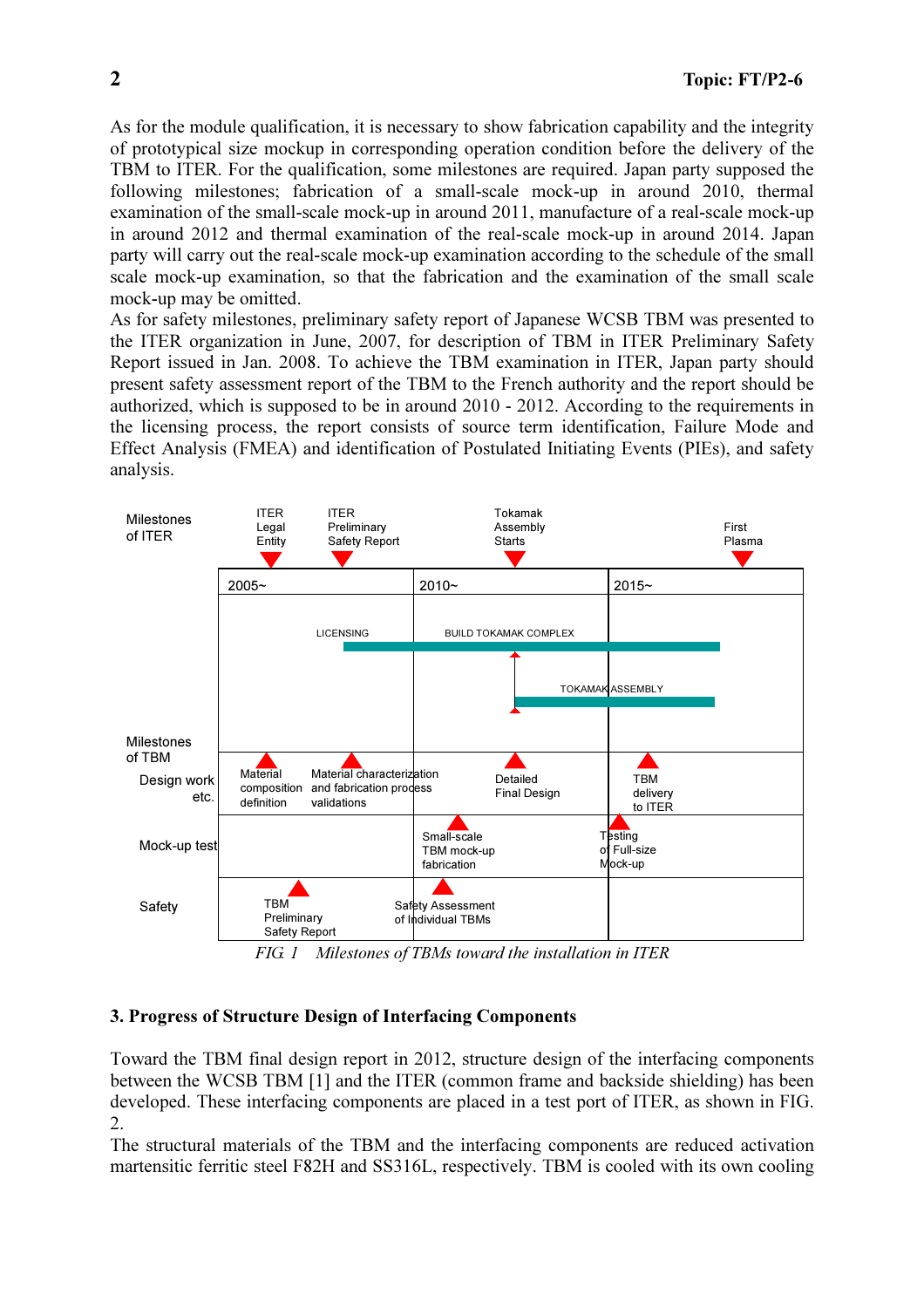As for the module qualification, it is necessary to show fabrication capability and the integrity of prototypical size mockup in corresponding operation condition before the delivery of the TBM to ITER. For the qualification, some milestones are required. Japan party supposed the following milestones; fabrication of a small-scale mock-up in around 2010, thermal examination of the small-scale mock-up in around 2011, manufacture of a real-scale mock-up in around 2012 and thermal examination of the real-scale mock-up in around 2014. Japan party will carry out the real-scale mock-up examination according to the schedule of the small scale mock-up examination, so that the fabrication and the examination of the small scale mock-up may be omitted.

As for safety milestones, preliminary safety report of Japanese WCSB TBM was presented to the ITER organization in June, 2007, for description of TBM in ITER Preliminary Safety Report issued in Jan. 2008. To achieve the TBM examination in ITER, Japan party should present safety assessment report of the TBM to the French authority and the report should be authorized, which is supposed to be in around 2010 - 2012. According to the requirements in the licensing process, the report consists of source term identification, Failure Mode and Effect Analysis (FMEA) and identification of Postulated Initiating Events (PIEs), and safety analysis.

Milestones of ITER

ITER Legal Entity

ITER Preliminary Safety Report

Tokamak Assembly Starts

First Plasma

2005~

2010~

2015~

LICENSING

BUILD TOKAMAK COMPLEX

TOKAMAK ASSEMBLY

Milestones of TBM

Design work etc.

Material composition definition

Material characterization and fabrication process validations

Detailed Final Design

TBM delivery to ITER

Mock-up test

Small-scale TBM mock-up fabrication

Testing of Full-size Mock-up

Safety

TBM Preliminary Safety Report

Safety Assessment of Individual TBMs

*FIG. 1 Milestones of TBMs toward the installation in ITER*

### 3. Progress of Structure Design of Interfacing Components

Toward the TBM final design report in 2012, structure design of the interfacing components between the WCSB TBM [1] and the ITER (common frame and backside shielding) has been developed. These interfacing components are placed in a test port of ITER, as shown in FIG. 2.

The structural materials of the TBM and the interfacing components are reduced activation martensitic ferritic steel F82H and SS316L, respectively. TBM is cooled with its own cooling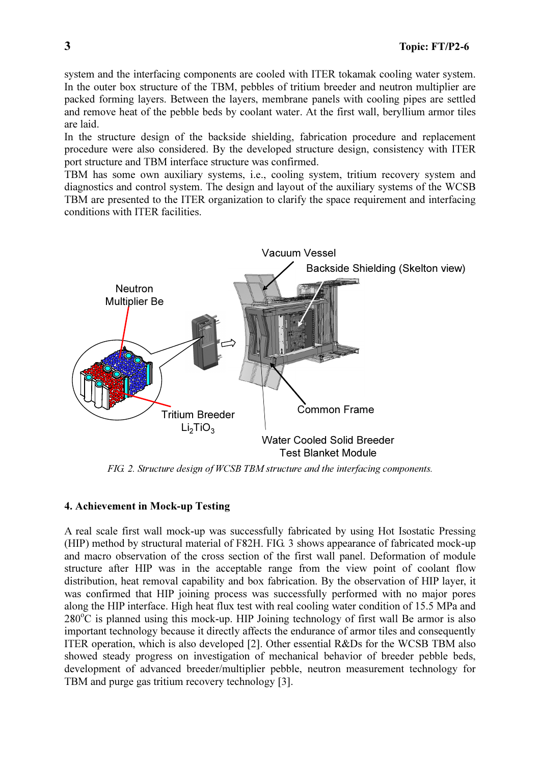system and the interfacing components are cooled with ITER tokamak cooling water system. In the outer box structure of the TBM, pebbles of tritium breeder and neutron multiplier are packed forming layers. Between the layers, membrane panels with cooling pipes are settled and remove heat of the pebble beds by coolant water. At the first wall, beryllium armor tiles are laid.

In the structure design of the backside shielding, fabrication procedure and replacement procedure were also considered. By the developed structure design, consistency with ITER port structure and TBM interface structure was confirmed.

TBM has some own auxiliary systems, i.e., cooling system, tritium recovery system and diagnostics and control system. The design and layout of the auxiliary systems of the WCSB TBM are presented to the ITER organization to clarify the space requirement and interfacing conditions with ITER facilities.

*FIG. 2. Structure design of WCSB TBM structure and the interfacing components.*

## 4. Achievement in Mock-up Testing

A real scale first wall mock-up was successfully fabricated by using Hot Isostatic Pressing (HIP) method by structural material of F82H. FIG. 3 shows appearance of fabricated mock-up and macro observation of the cross section of the first wall panel. Deformation of module structure after HIP was in the acceptable range from the view point of coolant flow distribution, heat removal capability and box fabrication. By the observation of HIP layer, it was confirmed that HIP joining process was successfully performed with no major pores along the HIP interface. High heat flux test with real cooling water condition of 15.5 MPa and 280$^{o}$C is planned using this mock-up. HIP Joining technology of first wall Be armor is also important technology because it directly affects the endurance of armor tiles and consequently ITER operation, which is also developed [2]. Other essential R&Ds for the WCSB TBM also showed steady progress on investigation of mechanical behavior of breeder pebble beds, development of advanced breeder/multiplier pebble, neutron measurement technology for TBM and purge gas tritium recovery technology [3].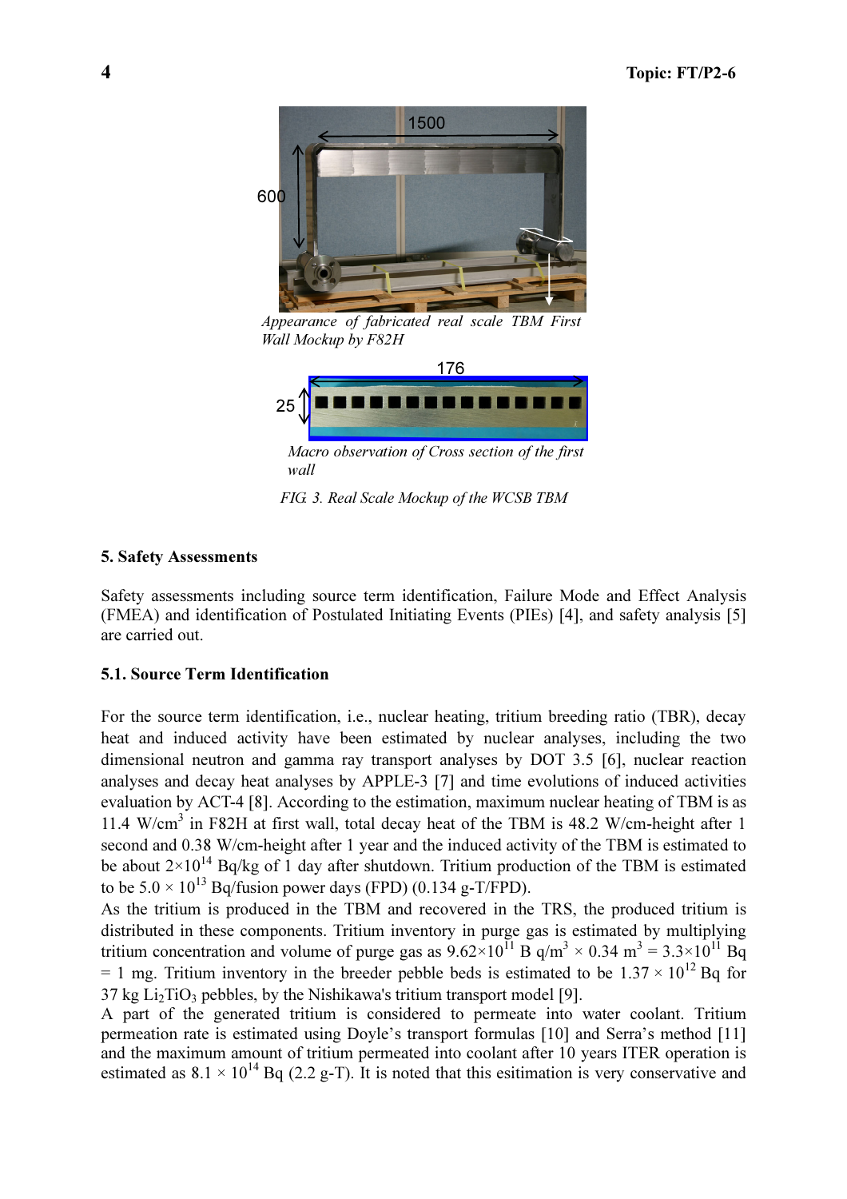1500

600

*Appearance of fabricated real scale TBM First Wall Mockup by F82H*

176

25

*Macro observation of Cross section of the first wall*

*FIG. 3. Real Scale Mockup of the WCSB TBM*

## 5. Safety Assessments

Safety assessments including source term identification, Failure Mode and Effect Analysis (FMEA) and identification of Postulated Initiating Events (PIEs) [4], and safety analysis [5] are carried out.

### 5.1. Source Term Identification

For the source term identification, i.e., nuclear heating, tritium breeding ratio (TBR), decay heat and induced activity have been estimated by nuclear analyses, including the two dimensional neutron and gamma ray transport analyses by DOT 3.5 [6], nuclear reaction analyses and decay heat analyses by APPLE-3 [7] and time evolutions of induced activities evaluation by ACT-4 [8]. According to the estimation, maximum nuclear heating of TBM is as 11.4 W/cm$^3$ in F82H at first wall, total decay heat of the TBM is 48.2 W/cm-height after 1 second and 0.38 W/cm-height after 1 year and the induced activity of the TBM is estimated to be about $2\times10^{14}$ Bq/kg of 1 day after shutdown. Tritium production of the TBM is estimated to be $5.0 \times 10^{13}$ Bq/fusion power days (FPD) (0.134 g-T/FPD).

As the tritium is produced in the TBM and recovered in the TRS, the produced tritium is distributed in these components. Tritium inventory in purge gas is estimated by multiplying tritium concentration and volume of purge gas as $9.62\times10^{11}$ B q/m$^3$ $\times$ 0.34 m$^3$ = $3.3\times10^{11}$ Bq = 1 mg. Tritium inventory in the breeder pebble beds is estimated to be $1.37 \times 10^{12}$ Bq for 37 kg $Li_2TiO_3$ pebbles, by the Nishikawa's tritium transport model [9].

A part of the generated tritium is considered to permeate into water coolant. Tritium permeation rate is estimated using Doyle's transport formulas [10] and Serra's method [11] and the maximum amount of tritium permeated into coolant after 10 years ITER operation is estimated as $8.1 \times 10^{14}$ Bq (2.2 g-T). It is noted that this esitimation is very conservative and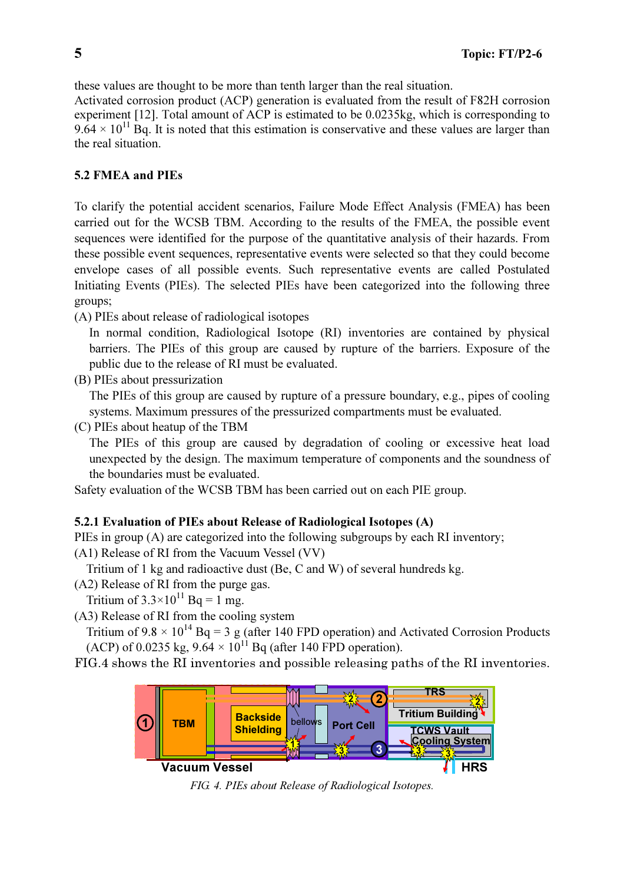these values are thought to be more than tenth larger than the real situation.

Activated corrosion product (ACP) generation is evaluated from the result of F82H corrosion experiment [12]. Total amount of ACP is estimated to be 0.0235kg, which is corresponding to $9.64 \times 10^{11}$ Bq. It is noted that this estimation is conservative and these values are larger than the real situation.

### 5.2 FMEA and PIEs

To clarify the potential accident scenarios, Failure Mode Effect Analysis (FMEA) has been carried out for the WCSB TBM. According to the results of the FMEA, the possible event sequences were identified for the purpose of the quantitative analysis of their hazards. From these possible event sequences, representative events were selected so that they could become envelope cases of all possible events. Such representative events are called Postulated Initiating Events (PIEs). The selected PIEs have been categorized into the following three groups;

(A) PIEs about release of radiological isotopes

In normal condition, Radiological Isotope (RI) inventories are contained by physical barriers. The PIEs of this group are caused by rupture of the barriers. Exposure of the public due to the release of RI must be evaluated.

(B) PIEs about pressurization

The PIEs of this group are caused by rupture of a pressure boundary, e.g., pipes of cooling systems. Maximum pressures of the pressurized compartments must be evaluated.

(C) PIEs about heatup of the TBM

The PIEs of this group are caused by degradation of cooling or excessive heat load unexpected by the design. The maximum temperature of components and the soundness of the boundaries must be evaluated.

Safety evaluation of the WCSB TBM has been carried out on each PIE group.

#### 5.2.1 Evaluation of PIEs about Release of Radiological Isotopes (A)

PIEs in group (A) are categorized into the following subgroups by each RI inventory;

(A1) Release of RI from the Vacuum Vessel (VV)

Tritium of 1 kg and radioactive dust (Be, C and W) of several hundreds kg.

(A2) Release of RI from the purge gas.

Tritium of $3.3 \times 10^{11}$ Bq = 1 mg.

(A3) Release of RI from the cooling system

Tritium of $9.8 \times 10^{14}$ Bq = 3 g (after 140 FPD operation) and Activated Corrosion Products (ACP) of 0.0235 kg, $9.64 \times 10^{11}$ Bq (after 140 FPD operation).

FIG.4 shows the RI inventories and possible releasing paths of the RI inventories.

1
TBM
Backside Shielding
bellows
Port Cell
2
TRS
Tritium Building
TCWS Vault
Cooling System
3
HRS
Vacuum Vessel

*FIG. 4. PIEs about Release of Radiological Isotopes.*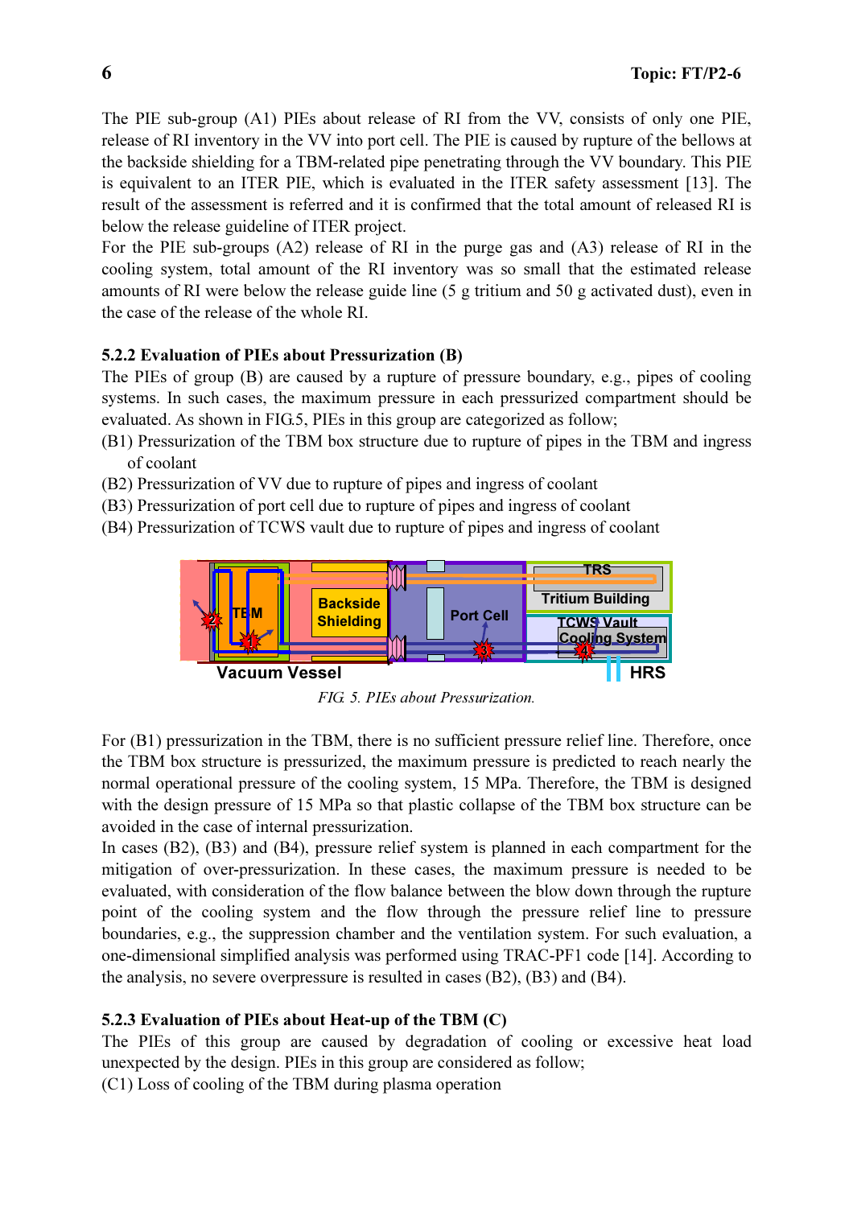The PIE sub-group (A1) PIEs about release of RI from the VV, consists of only one PIE, release of RI inventory in the VV into port cell. The PIE is caused by rupture of the bellows at the backside shielding for a TBM-related pipe penetrating through the VV boundary. This PIE is equivalent to an ITER PIE, which is evaluated in the ITER safety assessment [13]. The result of the assessment is referred and it is confirmed that the total amount of released RI is below the release guideline of ITER project.
For the PIE sub-groups (A2) release of RI in the purge gas and (A3) release of RI in the cooling system, total amount of the RI inventory was so small that the estimated release amounts of RI were below the release guide line (5 g tritium and 50 g activated dust), even in the case of the release of the whole RI.

### 5.2.2 Evaluation of PIEs about Pressurization (B)

The PIEs of group (B) are caused by a rupture of pressure boundary, e.g., pipes of cooling systems. In such cases, the maximum pressure in each pressurized compartment should be evaluated. As shown in FIG.5, PIEs in this group are categorized as follow;

(B1) Pressurization of the TBM box structure due to rupture of pipes in the TBM and ingress of coolant
(B2) Pressurization of VV due to rupture of pipes and ingress of coolant
(B3) Pressurization of port cell due to rupture of pipes and ingress of coolant
(B4) Pressurization of TCWS vault due to rupture of pipes and ingress of coolant

TBM
Backside Shielding
Port Cell
TRS
Tritium Building
TCWS Vault
Cooling System
Vacuum Vessel
HRS
1
2
3
4

*FIG. 5. PIEs about Pressurization.*

For (B1) pressurization in the TBM, there is no sufficient pressure relief line. Therefore, once the TBM box structure is pressurized, the maximum pressure is predicted to reach nearly the normal operational pressure of the cooling system, 15 MPa. Therefore, the TBM is designed with the design pressure of 15 MPa so that plastic collapse of the TBM box structure can be avoided in the case of internal pressurization.
In cases (B2), (B3) and (B4), pressure relief system is planned in each compartment for the mitigation of over-pressurization. In these cases, the maximum pressure is needed to be evaluated, with consideration of the flow balance between the blow down through the rupture point of the cooling system and the flow through the pressure relief line to pressure boundaries, e.g., the suppression chamber and the ventilation system. For such evaluation, a one-dimensional simplified analysis was performed using TRAC-PF1 code [14]. According to the analysis, no severe overpressure is resulted in cases (B2), (B3) and (B4).

### 5.2.3 Evaluation of PIEs about Heat-up of the TBM (C)

The PIEs of this group are caused by degradation of cooling or excessive heat load unexpected by the design. PIEs in this group are considered as follow;
(C1) Loss of cooling of the TBM during plasma operation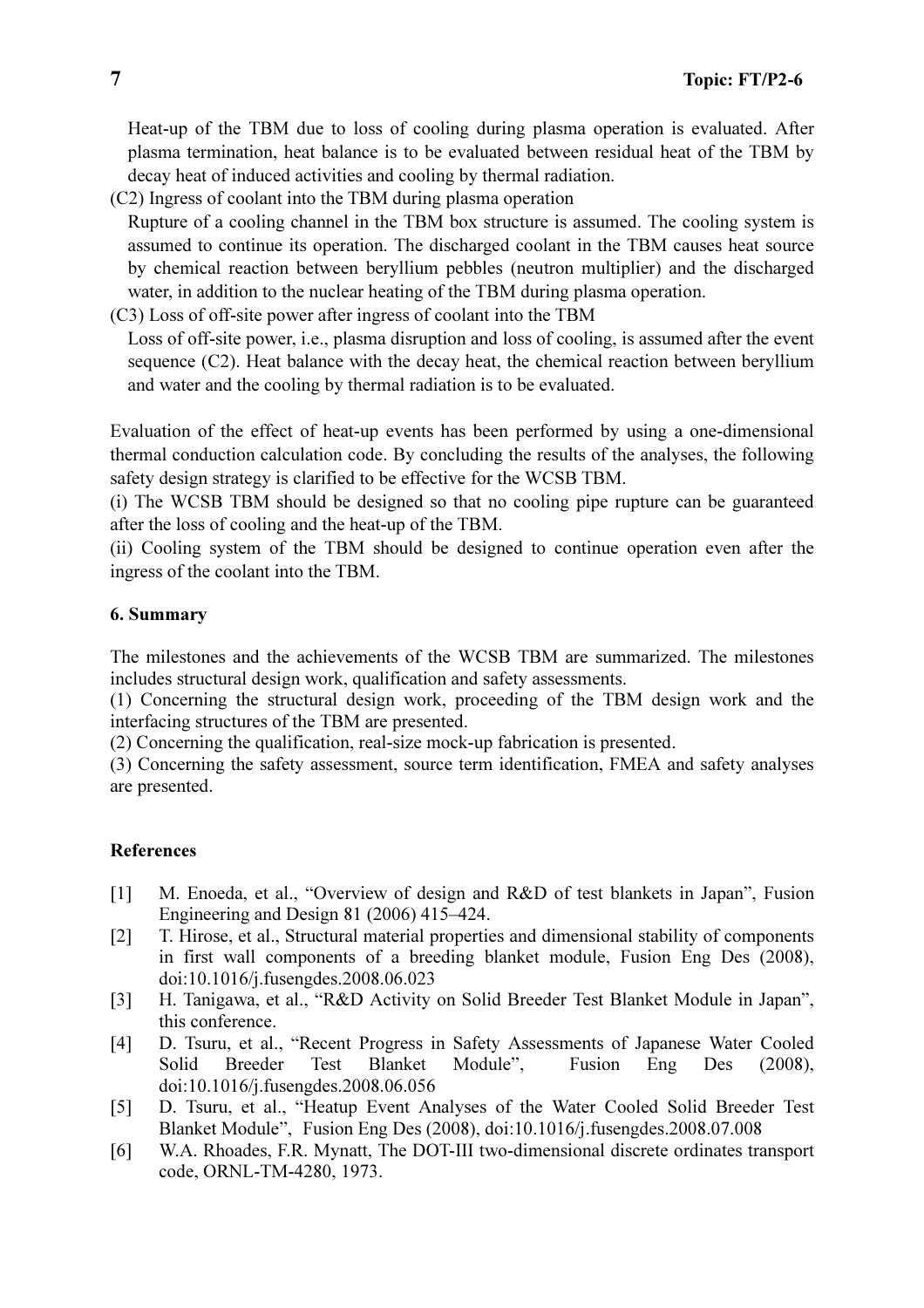Heat-up of the TBM due to loss of cooling during plasma operation is evaluated. After plasma termination, heat balance is to be evaluated between residual heat of the TBM by decay heat of induced activities and cooling by thermal radiation.

(C2) Ingress of coolant into the TBM during plasma operation

Rupture of a cooling channel in the TBM box structure is assumed. The cooling system is assumed to continue its operation. The discharged coolant in the TBM causes heat source by chemical reaction between beryllium pebbles (neutron multiplier) and the discharged water, in addition to the nuclear heating of the TBM during plasma operation.

(C3) Loss of off-site power after ingress of coolant into the TBM

Loss of off-site power, i.e., plasma disruption and loss of cooling, is assumed after the event sequence (C2). Heat balance with the decay heat, the chemical reaction between beryllium and water and the cooling by thermal radiation is to be evaluated.

Evaluation of the effect of heat-up events has been performed by using a one-dimensional thermal conduction calculation code. By concluding the results of the analyses, the following safety design strategy is clarified to be effective for the WCSB TBM.

(i) The WCSB TBM should be designed so that no cooling pipe rupture can be guaranteed after the loss of cooling and the heat-up of the TBM.

(ii) Cooling system of the TBM should be designed to continue operation even after the ingress of the coolant into the TBM.

## 6. Summary

The milestones and the achievements of the WCSB TBM are summarized. The milestones includes structural design work, qualification and safety assessments.

(1) Concerning the structural design work, proceeding of the TBM design work and the interfacing structures of the TBM are presented.

(2) Concerning the qualification, real-size mock-up fabrication is presented.

(3) Concerning the safety assessment, source term identification, FMEA and safety analyses are presented.

## References

[1] M. Enoeda, et al., "Overview of design and R&D of test blankets in Japan", Fusion Engineering and Design 81 (2006) 415–424.

[2] T. Hirose, et al., Structural material properties and dimensional stability of components in first wall components of a breeding blanket module, Fusion Eng Des (2008), doi:10.1016/j.fusengdes.2008.06.023

[3] H. Tanigawa, et al., "R&D Activity on Solid Breeder Test Blanket Module in Japan", this conference.

[4] D. Tsuru, et al., "Recent Progress in Safety Assessments of Japanese Water Cooled Solid Breeder Test Blanket Module", Fusion Eng Des (2008), doi:10.1016/j.fusengdes.2008.06.056

[5] D. Tsuru, et al., "Heatup Event Analyses of the Water Cooled Solid Breeder Test Blanket Module", Fusion Eng Des (2008), doi:10.1016/j.fusengdes.2008.07.008

[6] W.A. Rhoades, F.R. Mynatt, The DOT-III two-dimensional discrete ordinates transport code, ORNL-TM-4280, 1973.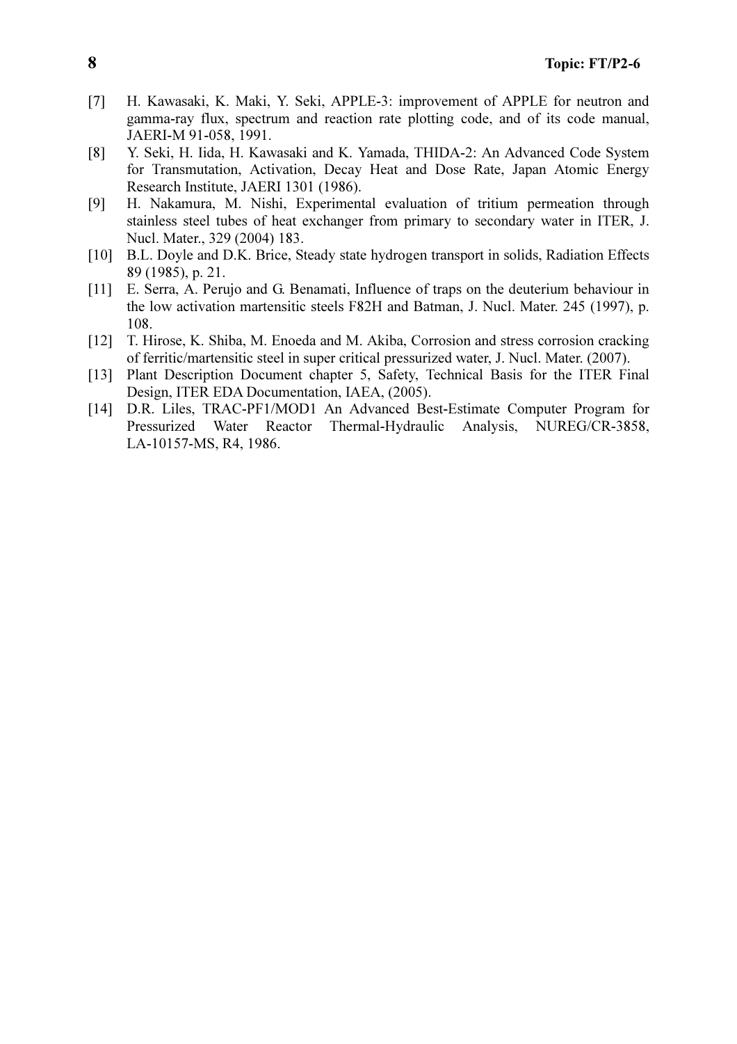[7] H. Kawasaki, K. Maki, Y. Seki, APPLE-3: improvement of APPLE for neutron and gamma-ray flux, spectrum and reaction rate plotting code, and of its code manual, JAERI-M 91-058, 1991.

[8] Y. Seki, H. Iida, H. Kawasaki and K. Yamada, THIDA-2: An Advanced Code System for Transmutation, Activation, Decay Heat and Dose Rate, Japan Atomic Energy Research Institute, JAERI 1301 (1986).

[9] H. Nakamura, M. Nishi, Experimental evaluation of tritium permeation through stainless steel tubes of heat exchanger from primary to secondary water in ITER, J. Nucl. Mater., 329 (2004) 183.

[10] B.L. Doyle and D.K. Brice, Steady state hydrogen transport in solids, Radiation Effects 89 (1985), p. 21.

[11] E. Serra, A. Perujo and G. Benamati, Influence of traps on the deuterium behaviour in the low activation martensitic steels F82H and Batman, J. Nucl. Mater. 245 (1997), p. 108.

[12] T. Hirose, K. Shiba, M. Enoeda and M. Akiba, Corrosion and stress corrosion cracking of ferritic/martensitic steel in super critical pressurized water, J. Nucl. Mater. (2007).

[13] Plant Description Document chapter 5, Safety, Technical Basis for the ITER Final Design, ITER EDA Documentation, IAEA, (2005).

[14] D.R. Liles, TRAC-PF1/MOD1 An Advanced Best-Estimate Computer Program for Pressurized Water Reactor Thermal-Hydraulic Analysis, NUREG/CR-3858, LA-10157-MS, R4, 1986.